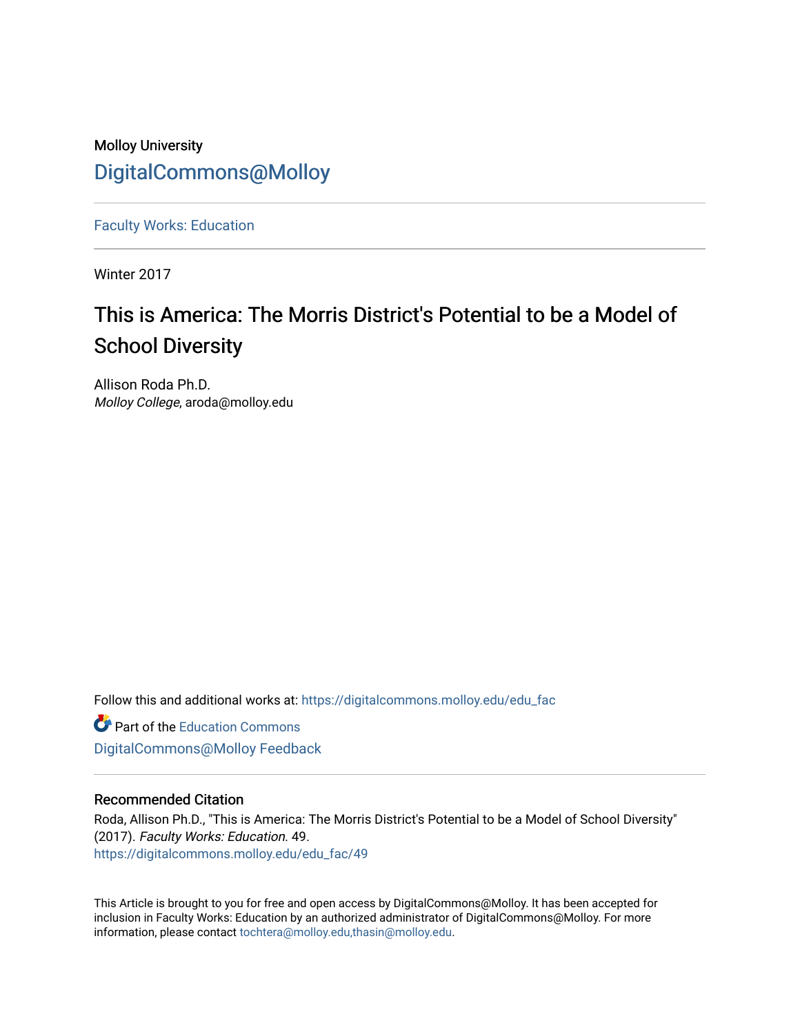Molloy University

DigitalCommons@Molloy

---

Faculty Works: Education

---

Winter 2017

# This is America: The Morris District's Potential to be a Model of School Diversity

Allison Roda Ph.D.
*Molloy College*, aroda@molloy.edu

Follow this and additional works at: https://digitalcommons.molloy.edu/edu_fac

Part of the Education Commons

DigitalCommons@Molloy Feedback

---

## Recommended Citation

Roda, Allison Ph.D., "This is America: The Morris District's Potential to be a Model of School Diversity" (2017). *Faculty Works: Education*. 49.
https://digitalcommons.molloy.edu/edu_fac/49

This Article is brought to you for free and open access by DigitalCommons@Molloy. It has been accepted for inclusion in Faculty Works: Education by an authorized administrator of DigitalCommons@Molloy. For more information, please contact tochtera@molloy.edu,thasin@molloy.edu.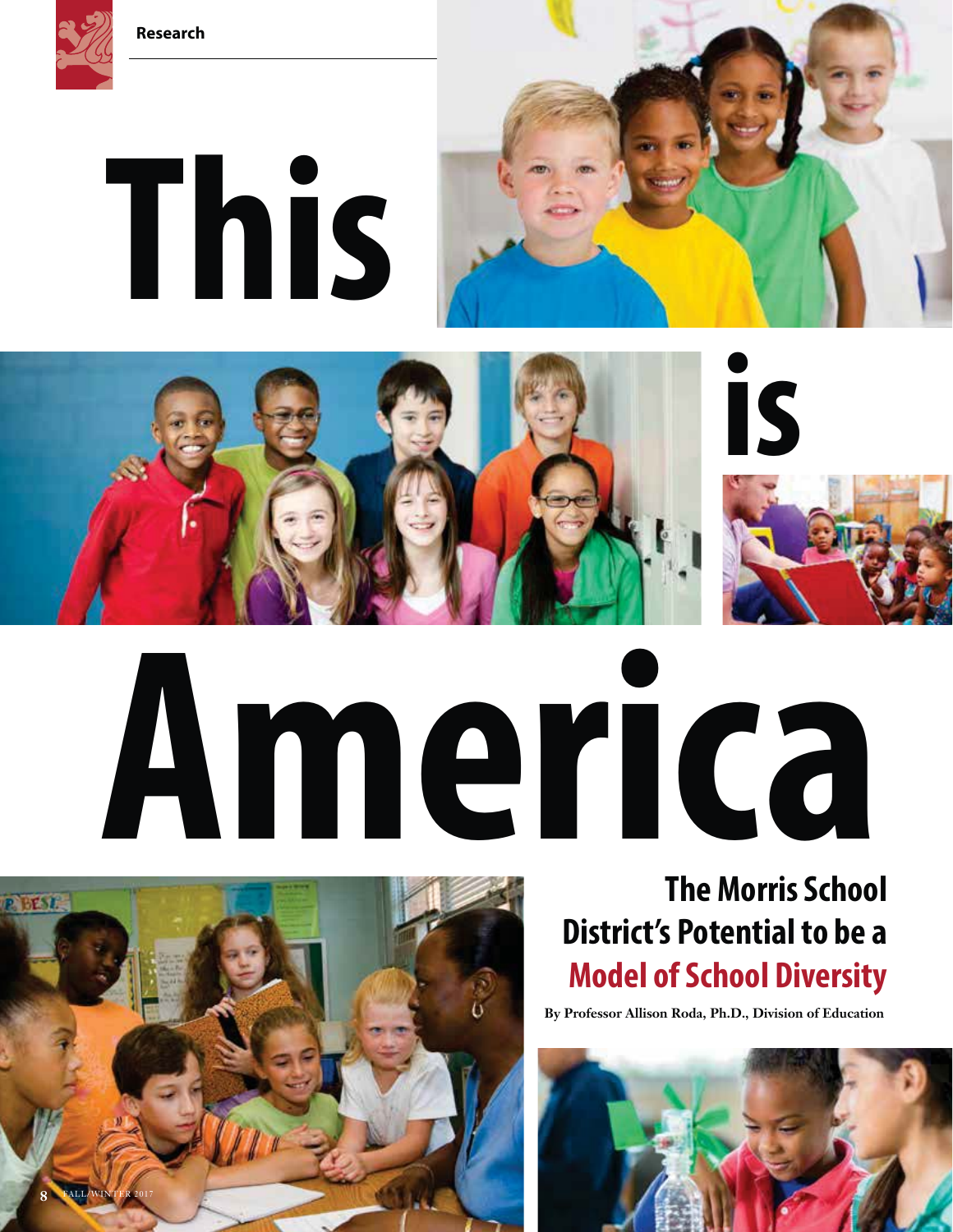# This is America

## The Morris School District's Potential to be a Model of School Diversity

**By Professor Allison Roda, Ph.D., Division of Education**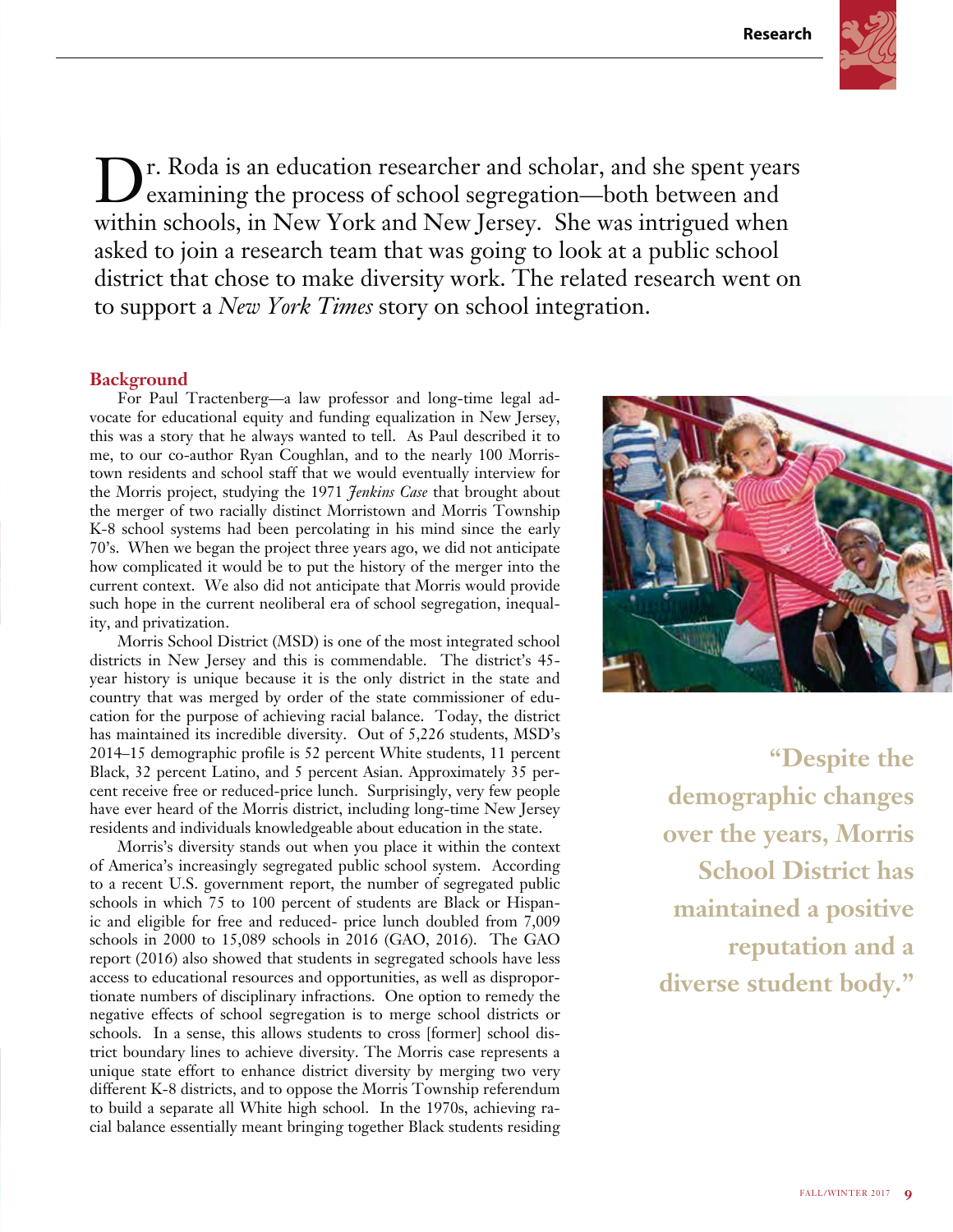Dr. Roda is an education researcher and scholar, and she spent years examining the process of school segregation—both between and within schools, in New York and New Jersey. She was intrigued when asked to join a research team that was going to look at a public school district that chose to make diversity work. The related research went on to support a *New York Times* story on school integration.

## Background

For Paul Tractenberg—a law professor and long-time legal advocate for educational equity and funding equalization in New Jersey, this was a story that he always wanted to tell. As Paul described it to me, to our co-author Ryan Coughlan, and to the nearly 100 Morristown residents and school staff that we would eventually interview for the Morris project, studying the 1971 *Jenkins Case* that brought about the merger of two racially distinct Morristown and Morris Township K-8 school systems had been percolating in his mind since the early 70's. When we began the project three years ago, we did not anticipate how complicated it would be to put the history of the merger into the current context. We also did not anticipate that Morris would provide such hope in the current neoliberal era of school segregation, inequality, and privatization.

Morris School District (MSD) is one of the most integrated school districts in New Jersey and this is commendable. The district's 45-year history is unique because it is the only district in the state and country that was merged by order of the state commissioner of education for the purpose of achieving racial balance. Today, the district has maintained its incredible diversity. Out of 5,226 students, MSD's 2014–15 demographic profile is 52 percent White students, 11 percent Black, 32 percent Latino, and 5 percent Asian. Approximately 35 percent receive free or reduced-price lunch. Surprisingly, very few people have ever heard of the Morris district, including long-time New Jersey residents and individuals knowledgeable about education in the state.

Morris's diversity stands out when you place it within the context of America's increasingly segregated public school system. According to a recent U.S. government report, the number of segregated public schools in which 75 to 100 percent of students are Black or Hispanic and eligible for free and reduced- price lunch doubled from 7,009 schools in 2000 to 15,089 schools in 2016 (GAO, 2016). The GAO report (2016) also showed that students in segregated schools have less access to educational resources and opportunities, as well as disproportionate numbers of disciplinary infractions. One option to remedy the negative effects of school segregation is to merge school districts or schools. In a sense, this allows students to cross [former] school district boundary lines to achieve diversity. The Morris case represents a unique state effort to enhance district diversity by merging two very different K-8 districts, and to oppose the Morris Township referendum to build a separate all White high school. In the 1970s, achieving racial balance essentially meant bringing together Black students residing

**"Despite the demographic changes over the years, Morris School District has maintained a positive reputation and a diverse student body."**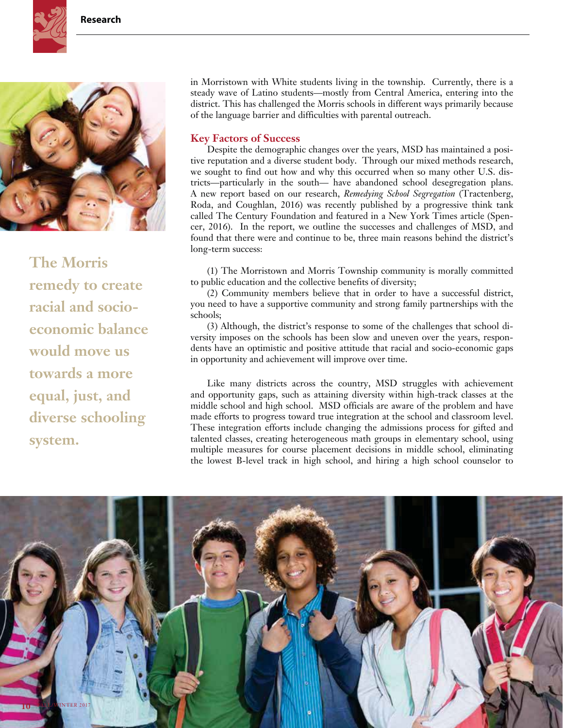in Morristown with White students living in the township. Currently, there is a steady wave of Latino students—mostly from Central America, entering into the district. This has challenged the Morris schools in different ways primarily because of the language barrier and difficulties with parental outreach.

**The Morris remedy to create racial and socio-economic balance would move us towards a more equal, just, and diverse schooling system.**

### Key Factors of Success

Despite the demographic changes over the years, MSD has maintained a positive reputation and a diverse student body. Through our mixed methods research, we sought to find out how and why this occurred when so many other U.S. districts—particularly in the south— have abandoned school desegregation plans. A new report based on our research, *Remedying School Segregation* (Tractenberg, Roda, and Coughlan, 2016) was recently published by a progressive think tank called The Century Foundation and featured in a New York Times article (Spencer, 2016). In the report, we outline the successes and challenges of MSD, and found that there were and continue to be, three main reasons behind the district's long-term success:

(1) The Morristown and Morris Township community is morally committed to public education and the collective benefits of diversity;

(2) Community members believe that in order to have a successful district, you need to have a supportive community and strong family partnerships with the schools;

(3) Although, the district's response to some of the challenges that school diversity imposes on the schools has been slow and uneven over the years, respondents have an optimistic and positive attitude that racial and socio-economic gaps in opportunity and achievement will improve over time.

Like many districts across the country, MSD struggles with achievement and opportunity gaps, such as attaining diversity within high-track classes at the middle school and high school. MSD officials are aware of the problem and have made efforts to progress toward true integration at the school and classroom level. These integration efforts include changing the admissions process for gifted and talented classes, creating heterogeneous math groups in elementary school, using multiple measures for course placement decisions in middle school, eliminating the lowest B-level track in high school, and hiring a high school counselor to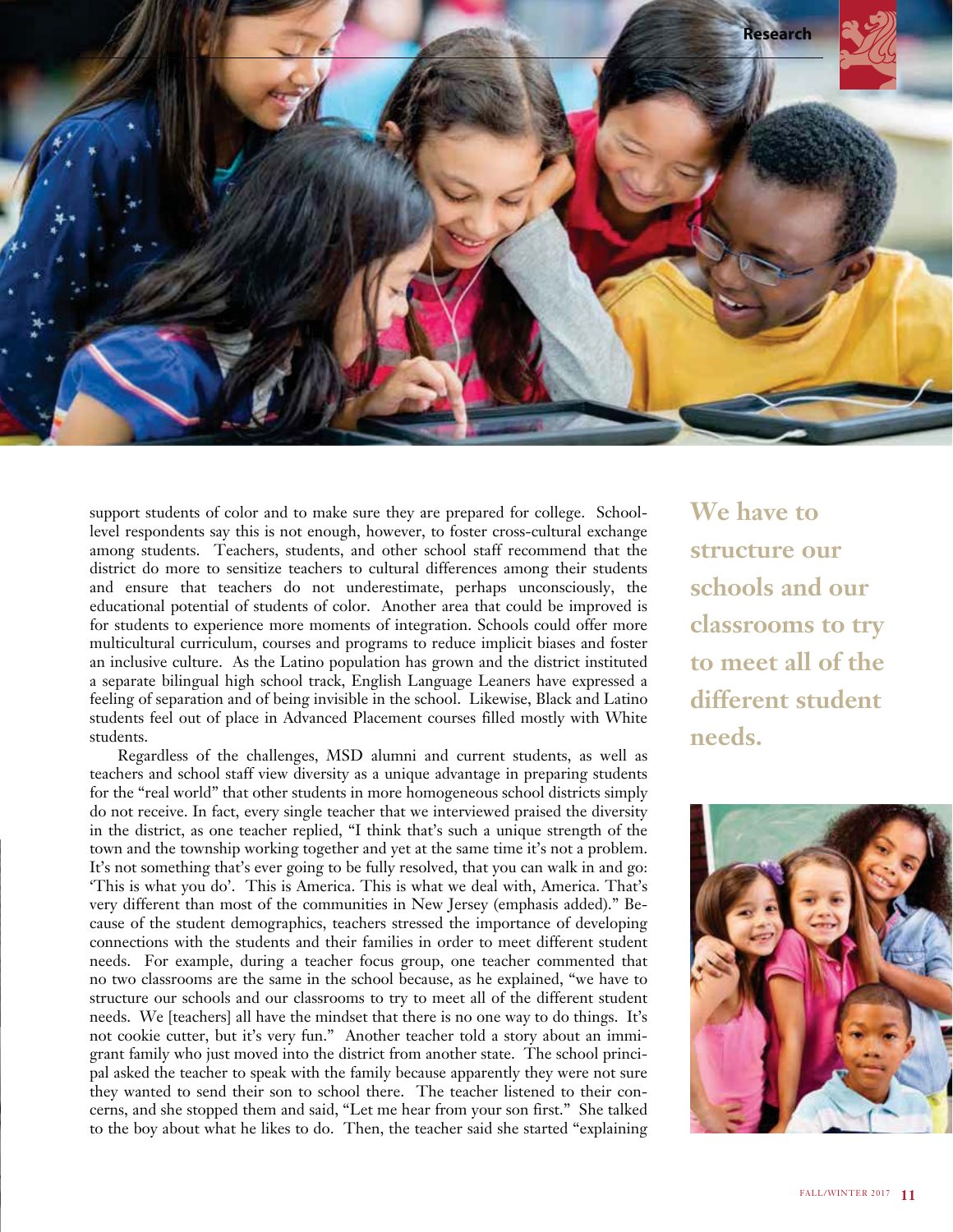support students of color and to make sure they are prepared for college. School-level respondents say this is not enough, however, to foster cross-cultural exchange among students. Teachers, students, and other school staff recommend that the district do more to sensitize teachers to cultural differences among their students and ensure that teachers do not underestimate, perhaps unconsciously, the educational potential of students of color. Another area that could be improved is for students to experience more moments of integration. Schools could offer more multicultural curriculum, courses and programs to reduce implicit biases and foster an inclusive culture. As the Latino population has grown and the district instituted a separate bilingual high school track, English Language Leaners have expressed a feeling of separation and of being invisible in the school. Likewise, Black and Latino students feel out of place in Advanced Placement courses filled mostly with White students.

Regardless of the challenges, MSD alumni and current students, as well as teachers and school staff view diversity as a unique advantage in preparing students for the "real world" that other students in more homogeneous school districts simply do not receive. In fact, every single teacher that we interviewed praised the diversity in the district, as one teacher replied, "I think that's such a unique strength of the town and the township working together and yet at the same time it's not a problem. It's not something that's ever going to be fully resolved, that you can walk in and go: 'This is what you do'. This is America. This is what we deal with, America. That's very different than most of the communities in New Jersey (emphasis added)." Because of the student demographics, teachers stressed the importance of developing connections with the students and their families in order to meet different student needs. For example, during a teacher focus group, one teacher commented that no two classrooms are the same in the school because, as he explained, "we have to structure our schools and our classrooms to try to meet all of the different student needs. We [teachers] all have the mindset that there is no one way to do things. It's not cookie cutter, but it's very fun." Another teacher told a story about an immigrant family who just moved into the district from another state. The school principal asked the teacher to speak with the family because apparently they were not sure they wanted to send their son to school there. The teacher listened to their concerns, and she stopped them and said, "Let me hear from your son first." She talked to the boy about what he likes to do. Then, the teacher said she started "explaining

**We have to structure our schools and our classrooms to try to meet all of the different student needs.**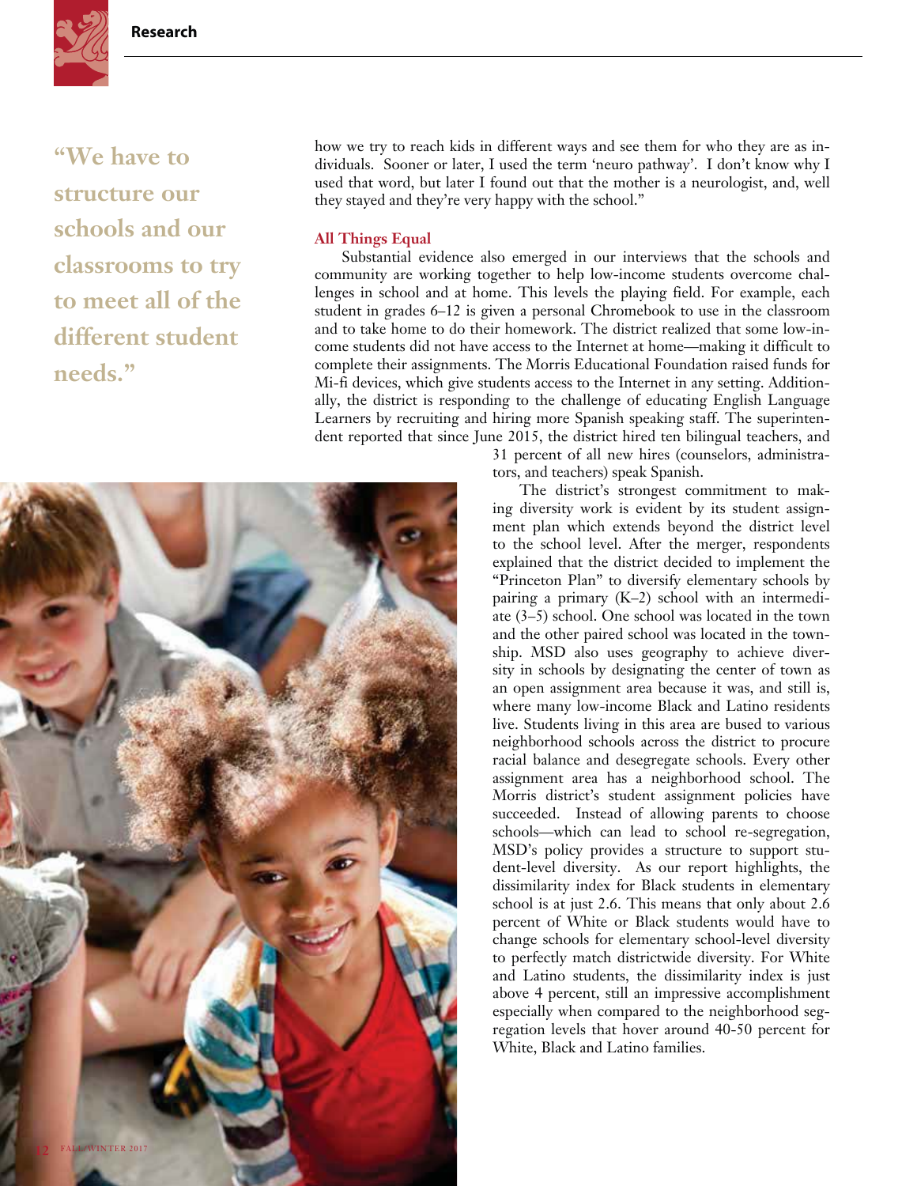> "We have to structure our schools and our classrooms to try to meet all of the different student needs."

how we try to reach kids in different ways and see them for who they are as individuals. Sooner or later, I used the term 'neuro pathway'. I don't know why I used that word, but later I found out that the mother is a neurologist, and, well they stayed and they're very happy with the school."

### All Things Equal

Substantial evidence also emerged in our interviews that the schools and community are working together to help low-income students overcome challenges in school and at home. This levels the playing field. For example, each student in grades 6–12 is given a personal Chromebook to use in the classroom and to take home to do their homework. The district realized that some low-income students did not have access to the Internet at home—making it difficult to complete their assignments. The Morris Educational Foundation raised funds for Mi-fi devices, which give students access to the Internet in any setting. Additionally, the district is responding to the challenge of educating English Language Learners by recruiting and hiring more Spanish speaking staff. The superintendent reported that since June 2015, the district hired ten bilingual teachers, and 31 percent of all new hires (counselors, administrators, and teachers) speak Spanish.

The district's strongest commitment to making diversity work is evident by its student assignment plan which extends beyond the district level to the school level. After the merger, respondents explained that the district decided to implement the "Princeton Plan" to diversify elementary schools by pairing a primary (K–2) school with an intermediate (3–5) school. One school was located in the town and the other paired school was located in the township. MSD also uses geography to achieve diversity in schools by designating the center of town as an open assignment area because it was, and still is, where many low-income Black and Latino residents live. Students living in this area are bused to various neighborhood schools across the district to procure racial balance and desegregate schools. Every other assignment area has a neighborhood school. The Morris district's student assignment policies have succeeded. Instead of allowing parents to choose schools—which can lead to school re-segregation, MSD's policy provides a structure to support student-level diversity. As our report highlights, the dissimilarity index for Black students in elementary school is at just 2.6. This means that only about 2.6 percent of White or Black students would have to change schools for elementary school-level diversity to perfectly match districtwide diversity. For White and Latino students, the dissimilarity index is just above 4 percent, still an impressive accomplishment especially when compared to the neighborhood segregation levels that hover around 40-50 percent for White, Black and Latino families.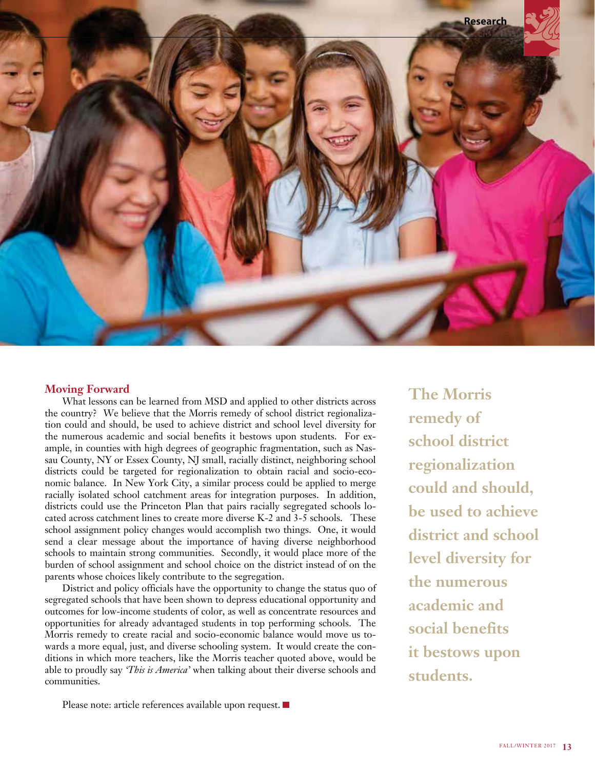## Moving Forward

What lessons can be learned from MSD and applied to other districts across the country? We believe that the Morris remedy of school district regionalization could and should, be used to achieve district and school level diversity for the numerous academic and social benefits it bestows upon students. For example, in counties with high degrees of geographic fragmentation, such as Nassau County, NY or Essex County, NJ small, racially distinct, neighboring school districts could be targeted for regionalization to obtain racial and socio-economic balance. In New York City, a similar process could be applied to merge racially isolated school catchment areas for integration purposes. In addition, districts could use the Princeton Plan that pairs racially segregated schools located across catchment lines to create more diverse K-2 and 3-5 schools. These school assignment policy changes would accomplish two things. One, it would send a clear message about the importance of having diverse neighborhood schools to maintain strong communities. Secondly, it would place more of the burden of school assignment and school choice on the district instead of on the parents whose choices likely contribute to the segregation.

District and policy officials have the opportunity to change the status quo of segregated schools that have been shown to depress educational opportunity and outcomes for low-income students of color, as well as concentrate resources and opportunities for already advantaged students in top performing schools. The Morris remedy to create racial and socio-economic balance would move us towards a more equal, just, and diverse schooling system. It would create the conditions in which more teachers, like the Morris teacher quoted above, would be able to proudly say *'This is America'* when talking about their diverse schools and communities.

**The Morris remedy of school district regionalization could and should, be used to achieve district and school level diversity for the numerous academic and social benefits it bestows upon students.**

Please note: article references available upon request.